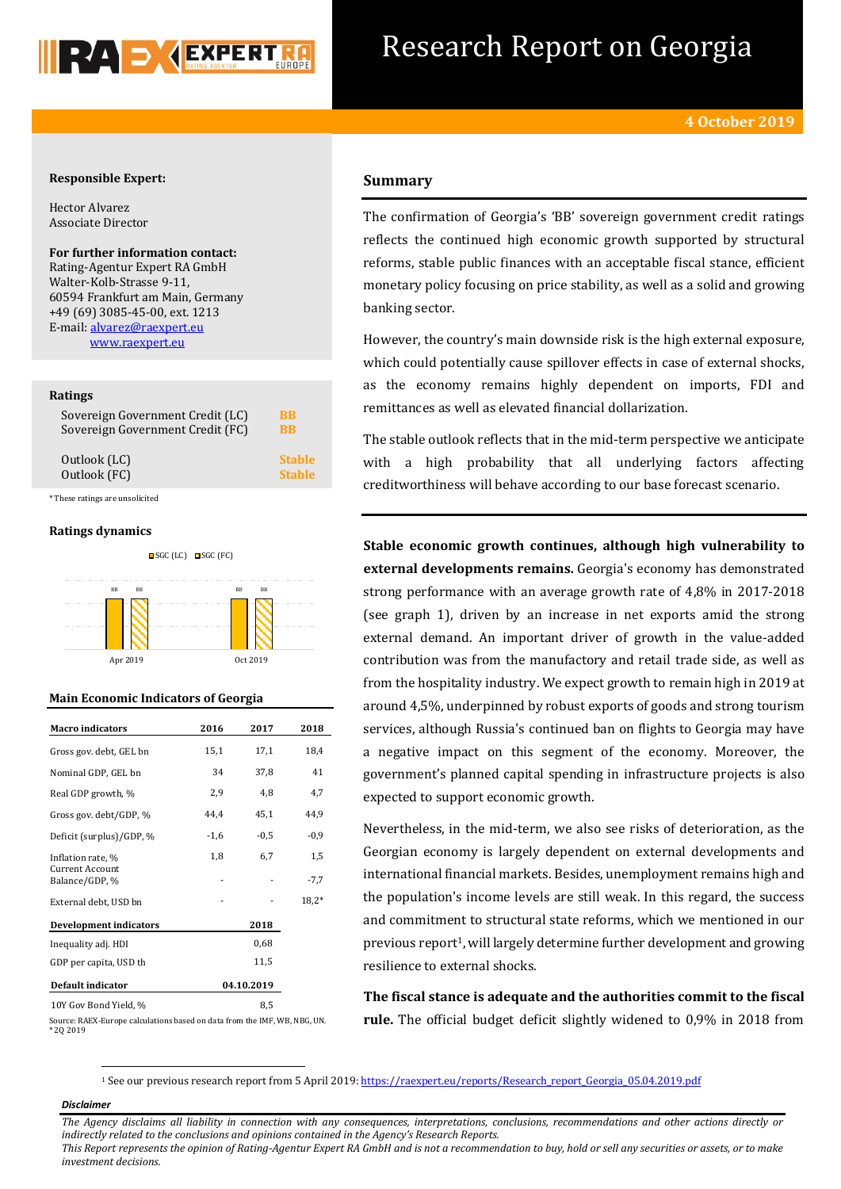# Research Report on Georgia

**4 October 2019**

**Responsible Expert:**

Hector Alvarez
Associate Director

**For further information contact:**
Rating-Agentur Expert RA GmbH
Walter-Kolb-Strasse 9-11,
60594 Frankfurt am Main, Germany
+49 (69) 3085-45-00, ext. 1213
E-mail: alvarez@raexpert.eu
www.raexpert.eu

## Ratings

| | |
|---|---|
| Sovereign Government Credit (LC) | BB |
| Sovereign Government Credit (FC) | BB |
| Outlook (LC) | Stable |
| Outlook (FC) | Stable |

*These ratings are unsolicited

## Ratings dynamics

| | SGC (LC) | SGC (FC) |
|---|---|---|
| Apr 2019 | BB | BB |
| Oct 2019 | BB | BB |

## Main Economic Indicators of Georgia

| Macro indicators | 2016 | 2017 | 2018 |
|---|---|---|---|
| Gross gov. debt, GEL bn | 15,1 | 17,1 | 18,4 |
| Nominal GDP, GEL bn | 34 | 37,8 | 41 |
| Real GDP growth, % | 2,9 | 4,8 | 4,7 |
| Gross gov. debt/GDP, % | 44,4 | 45,1 | 44,9 |
| Deficit (surplus)/GDP, % | -1,6 | -0,5 | -0,9 |
| Inflation rate, % | 1,8 | 6,7 | 1,5 |
| Current Account Balance/GDP, % | - | - | -7,7 |
| External debt, USD bn | - | - | 18,2* |

| Development indicators | 2018 |
|---|---|
| Inequality adj. HDI | 0,68 |
| GDP per capita, USD th | 11,5 |

| Default indicator | 04.10.2019 |
|---|---|
| 10Y Gov Bond Yield, % | 8,5 |

Source: RAEX-Europe calculations based on data from the IMF, WB, NBG, UN.
*2Q 2019

## Summary

The confirmation of Georgia's 'BB' sovereign government credit ratings reflects the continued high economic growth supported by structural reforms, stable public finances with an acceptable fiscal stance, efficient monetary policy focusing on price stability, as well as a solid and growing banking sector.

However, the country's main downside risk is the high external exposure, which could potentially cause spillover effects in case of external shocks, as the economy remains highly dependent on imports, FDI and remittances as well as elevated financial dollarization.

The stable outlook reflects that in the mid-term perspective we anticipate with a high probability that all underlying factors affecting creditworthiness will behave according to our base forecast scenario.

**Stable economic growth continues, although high vulnerability to external developments remains.** Georgia's economy has demonstrated strong performance with an average growth rate of 4,8% in 2017-2018 (see graph 1), driven by an increase in net exports amid the strong external demand. An important driver of growth in the value-added contribution was from the manufactory and retail trade side, as well as from the hospitality industry. We expect growth to remain high in 2019 at around 4,5%, underpinned by robust exports of goods and strong tourism services, although Russia's continued ban on flights to Georgia may have a negative impact on this segment of the economy. Moreover, the government's planned capital spending in infrastructure projects is also expected to support economic growth.

Nevertheless, in the mid-term, we also see risks of deterioration, as the Georgian economy is largely dependent on external developments and international financial markets. Besides, unemployment remains high and the population's income levels are still weak. In this regard, the success and commitment to structural state reforms, which we mentioned in our previous report[1], will largely determine further development and growing resilience to external shocks.

**The fiscal stance is adequate and the authorities commit to the fiscal rule.** The official budget deficit slightly widened to 0,9% in 2018 from

[1] See our previous research report from 5 April 2019: https://raexpert.eu/reports/Research_report_Georgia_05.04.2019.pdf

***Disclaimer***

*The Agency disclaims all liability in connection with any consequences, interpretations, conclusions, recommendations and other actions directly or indirectly related to the conclusions and opinions contained in the Agency's Research Reports.*
*This Report represents the opinion of Rating-Agentur Expert RA GmbH and is not a recommendation to buy, hold or sell any securities or assets, or to make investment decisions.*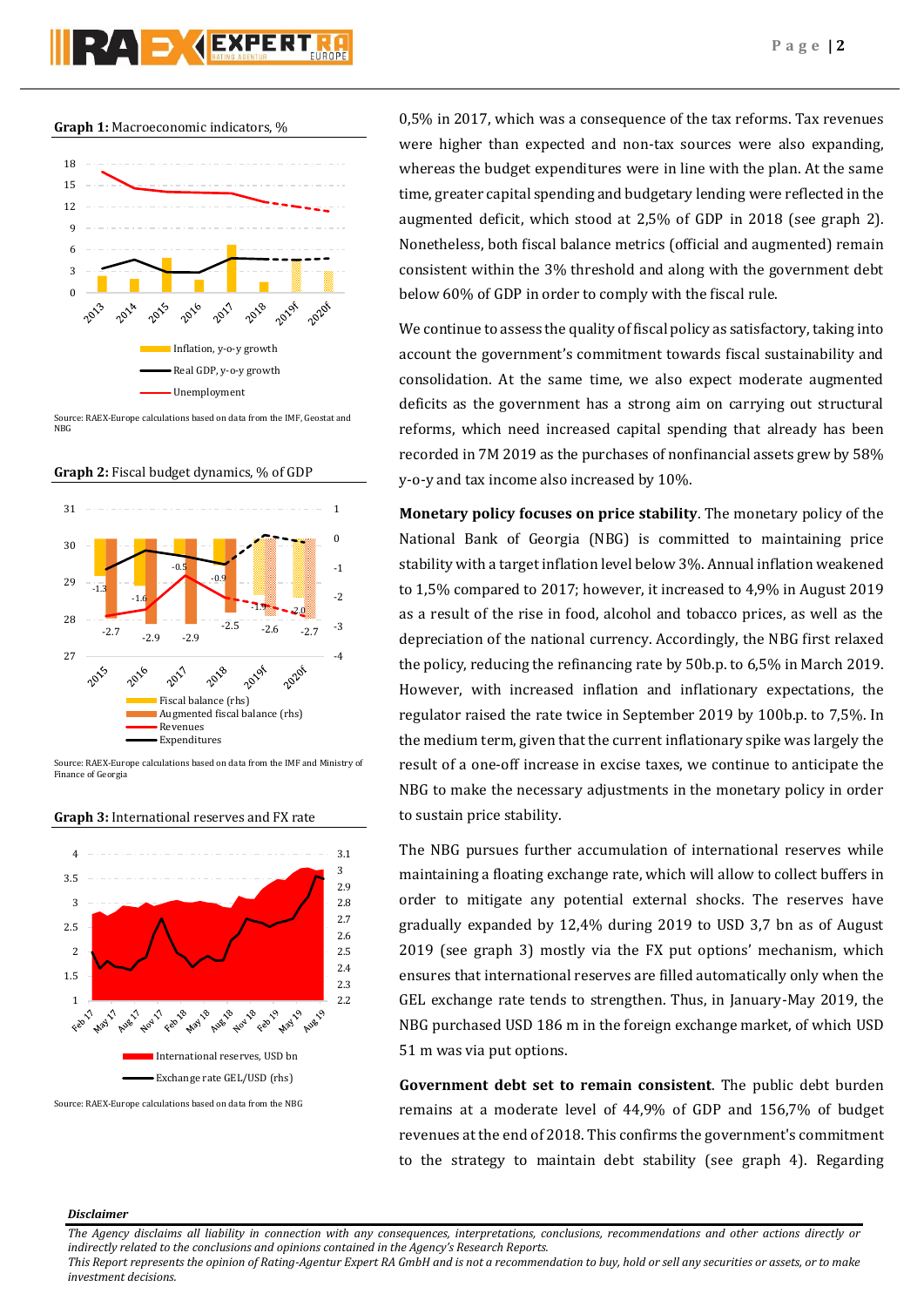**Graph 1:** Macroeconomic indicators, %

Source: RAEX-Europe calculations based on data from the IMF, Geostat and NBG

**Graph 2:** Fiscal budget dynamics, % of GDP

Source: RAEX-Europe calculations based on data from the IMF and Ministry of Finance of Georgia

**Graph 3:** International reserves and FX rate

Source: RAEX-Europe calculations based on data from the NBG

0,5% in 2017, which was a consequence of the tax reforms. Tax revenues were higher than expected and non-tax sources were also expanding, whereas the budget expenditures were in line with the plan. At the same time, greater capital spending and budgetary lending were reflected in the augmented deficit, which stood at 2,5% of GDP in 2018 (see graph 2). Nonetheless, both fiscal balance metrics (official and augmented) remain consistent within the 3% threshold and along with the government debt below 60% of GDP in order to comply with the fiscal rule.

We continue to assess the quality of fiscal policy as satisfactory, taking into account the government's commitment towards fiscal sustainability and consolidation. At the same time, we also expect moderate augmented deficits as the government has a strong aim on carrying out structural reforms, which need increased capital spending that already has been recorded in 7M 2019 as the purchases of nonfinancial assets grew by 58% y-o-y and tax income also increased by 10%.

**Monetary policy focuses on price stability**. The monetary policy of the National Bank of Georgia (NBG) is committed to maintaining price stability with a target inflation level below 3%. Annual inflation weakened to 1,5% compared to 2017; however, it increased to 4,9% in August 2019 as a result of the rise in food, alcohol and tobacco prices, as well as the depreciation of the national currency. Accordingly, the NBG first relaxed the policy, reducing the refinancing rate by 50b.p. to 6,5% in March 2019. However, with increased inflation and inflationary expectations, the regulator raised the rate twice in September 2019 by 100b.p. to 7,5%. In the medium term, given that the current inflationary spike was largely the result of a one-off increase in excise taxes, we continue to anticipate the NBG to make the necessary adjustments in the monetary policy in order to sustain price stability.

The NBG pursues further accumulation of international reserves while maintaining a floating exchange rate, which will allow to collect buffers in order to mitigate any potential external shocks. The reserves have gradually expanded by 12,4% during 2019 to USD 3,7 bn as of August 2019 (see graph 3) mostly via the FX put options' mechanism, which ensures that international reserves are filled automatically only when the GEL exchange rate tends to strengthen. Thus, in January-May 2019, the NBG purchased USD 186 m in the foreign exchange market, of which USD 51 m was via put options.

**Government debt set to remain consistent**. The public debt burden remains at a moderate level of 44,9% of GDP and 156,7% of budget revenues at the end of 2018. This confirms the government's commitment to the strategy to maintain debt stability (see graph 4). Regarding

***Disclaimer***

*The Agency disclaims all liability in connection with any consequences, interpretations, conclusions, recommendations and other actions directly or indirectly related to the conclusions and opinions contained in the Agency's Research Reports.*
*This Report represents the opinion of Rating-Agentur Expert RA GmbH and is not a recommendation to buy, hold or sell any securities or assets, or to make investment decisions.*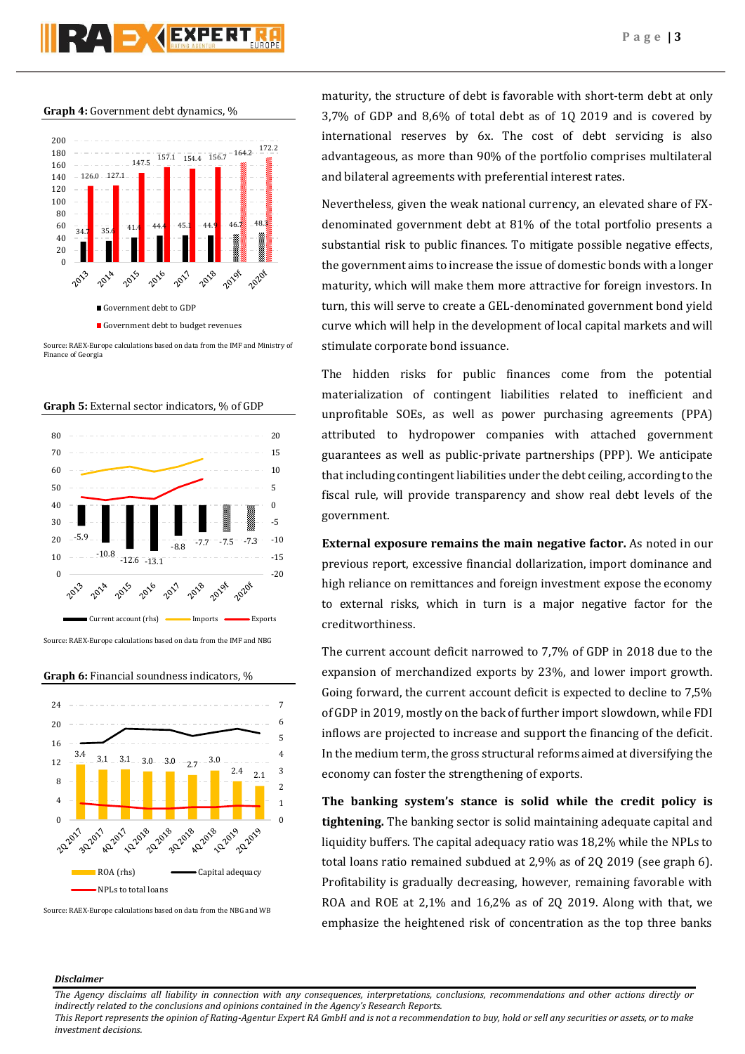**Graph 4:** Government debt dynamics, %

| | 2013 | 2014 | 2015 | 2016 | 2017 | 2018 | 2019f | 2020f |
|---|---|---|---|---|---|---|---|---|
| Government debt to GDP | 34.7 | 35.6 | 41.4 | 44.4 | 45.1 | 44.9 | 46.7 | 48.3 |
| Government debt to budget revenues | 126.0 | 127.1 | 147.5 | 157.1 | 154.4 | 156.7 | 164.2 | 172.2 |

Source: RAEX-Europe calculations based on data from the IMF and Ministry of Finance of Georgia

**Graph 5:** External sector indicators, % of GDP

| | 2013 | 2014 | 2015 | 2016 | 2017 | 2018 | 2019f | 2020f |
|---|---|---|---|---|---|---|---|---|
| Current account (rhs) | -5.9 | -10.8 | -12.6 | -13.1 | -8.8 | -7.7 | -7.5 | -7.3 |

Legend: Current account (rhs), Imports, Exports

Source: RAEX-Europe calculations based on data from the IMF and NBG

**Graph 6:** Financial soundness indicators, %

| | 2Q 2017 | 3Q 2017 | 4Q 2017 | 1Q 2018 | 2Q 2018 | 3Q 2018 | 4Q 2018 | 1Q 2019 | 2Q 2019 |
|---|---|---|---|---|---|---|---|---|---|
| ROA (rhs) | 3.4 | 3.1 | 3.1 | 3.0 | 3.0 | 2.7 | 3.0 | 2.4 | 2.1 |

Legend: ROA (rhs), Capital adequacy, NPLs to total loans

Source: RAEX-Europe calculations based on data from the NBG and WB

maturity, the structure of debt is favorable with short-term debt at only 3,7% of GDP and 8,6% of total debt as of 1Q 2019 and is covered by international reserves by 6x. The cost of debt servicing is also advantageous, as more than 90% of the portfolio comprises multilateral and bilateral agreements with preferential interest rates.

Nevertheless, given the weak national currency, an elevated share of FX-denominated government debt at 81% of the total portfolio presents a substantial risk to public finances. To mitigate possible negative effects, the government aims to increase the issue of domestic bonds with a longer maturity, which will make them more attractive for foreign investors. In turn, this will serve to create a GEL-denominated government bond yield curve which will help in the development of local capital markets and will stimulate corporate bond issuance.

The hidden risks for public finances come from the potential materialization of contingent liabilities related to inefficient and unprofitable SOEs, as well as power purchasing agreements (PPA) attributed to hydropower companies with attached government guarantees as well as public-private partnerships (PPP). We anticipate that including contingent liabilities under the debt ceiling, according to the fiscal rule, will provide transparency and show real debt levels of the government.

**External exposure remains the main negative factor.** As noted in our previous report, excessive financial dollarization, import dominance and high reliance on remittances and foreign investment expose the economy to external risks, which in turn is a major negative factor for the creditworthiness.

The current account deficit narrowed to 7,7% of GDP in 2018 due to the expansion of merchandized exports by 23%, and lower import growth. Going forward, the current account deficit is expected to decline to 7,5% of GDP in 2019, mostly on the back of further import slowdown, while FDI inflows are projected to increase and support the financing of the deficit. In the medium term, the gross structural reforms aimed at diversifying the economy can foster the strengthening of exports.

**The banking system's stance is solid while the credit policy is tightening.** The banking sector is solid maintaining adequate capital and liquidity buffers. The capital adequacy ratio was 18,2% while the NPLs to total loans ratio remained subdued at 2,9% as of 2Q 2019 (see graph 6). Profitability is gradually decreasing, however, remaining favorable with ROA and ROE at 2,1% and 16,2% as of 2Q 2019. Along with that, we emphasize the heightened risk of concentration as the top three banks

***Disclaimer***

*The Agency disclaims all liability in connection with any consequences, interpretations, conclusions, recommendations and other actions directly or indirectly related to the conclusions and opinions contained in the Agency's Research Reports.*
*This Report represents the opinion of Rating-Agentur Expert RA GmbH and is not a recommendation to buy, hold or sell any securities or assets, or to make investment decisions.*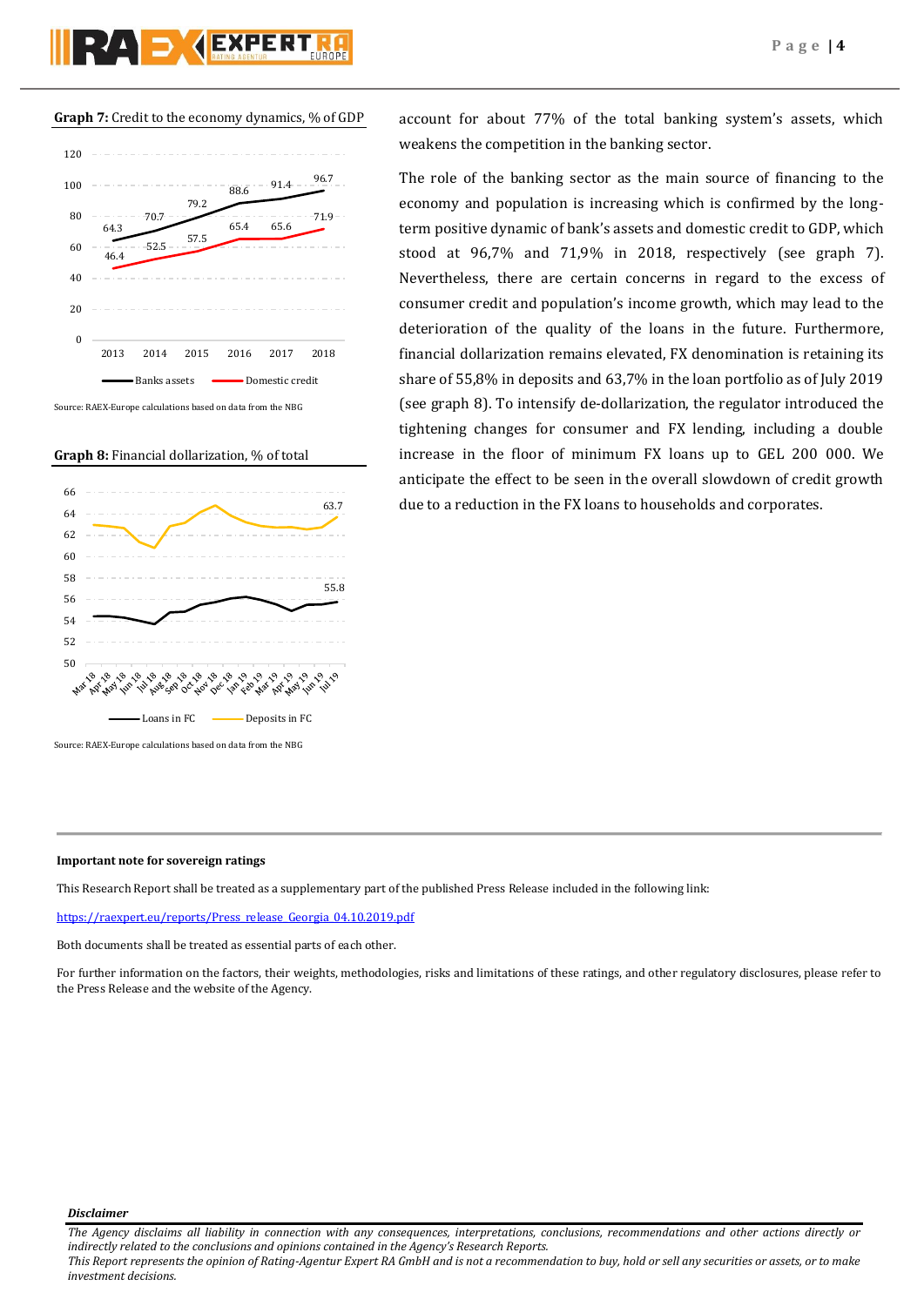**Graph 7:** Credit to the economy dynamics, % of GDP

120
100
80
60
40
20
0

2013 2014 2015 2016 2017 2018

64.3 70.7 79.2 88.6 91.4 96.7

46.4 52.5 57.5 65.4 65.6 71.9

Banks assets — Domestic credit

Source: RAEX-Europe calculations based on data from the NBG

**Graph 8:** Financial dollarization, % of total

66
64
62
60
58
56
54
52
50

Mar 18 Apr 18 May 18 Jun 18 Jul 18 Aug 18 Sep 18 Oct 18 Nov 18 Dec 18 Jan 19 Feb 19 Mar 19 Apr 19 May 19 Jun 19 Jul 19

63.7

55.8

Loans in FC — Deposits in FC

Source: RAEX-Europe calculations based on data from the NBG

account for about 77% of the total banking system's assets, which weakens the competition in the banking sector.

The role of the banking sector as the main source of financing to the economy and population is increasing which is confirmed by the long-term positive dynamic of bank's assets and domestic credit to GDP, which stood at 96,7% and 71,9% in 2018, respectively (see graph 7). Nevertheless, there are certain concerns in regard to the excess of consumer credit and population's income growth, which may lead to the deterioration of the quality of the loans in the future. Furthermore, financial dollarization remains elevated, FX denomination is retaining its share of 55,8% in deposits and 63,7% in the loan portfolio as of July 2019 (see graph 8). To intensify de-dollarization, the regulator introduced the tightening changes for consumer and FX lending, including a double increase in the floor of minimum FX loans up to GEL 200 000. We anticipate the effect to be seen in the overall slowdown of credit growth due to a reduction in the FX loans to households and corporates.

**Important note for sovereign ratings**

This Research Report shall be treated as a supplementary part of the published Press Release included in the following link:

https://raexpert.eu/reports/Press_release_Georgia_04.10.2019.pdf

Both documents shall be treated as essential parts of each other.

For further information on the factors, their weights, methodologies, risks and limitations of these ratings, and other regulatory disclosures, please refer to the Press Release and the website of the Agency.

***Disclaimer***

*The Agency disclaims all liability in connection with any consequences, interpretations, conclusions, recommendations and other actions directly or indirectly related to the conclusions and opinions contained in the Agency's Research Reports.*

*This Report represents the opinion of Rating-Agentur Expert RA GmbH and is not a recommendation to buy, hold or sell any securities or assets, or to make investment decisions.*